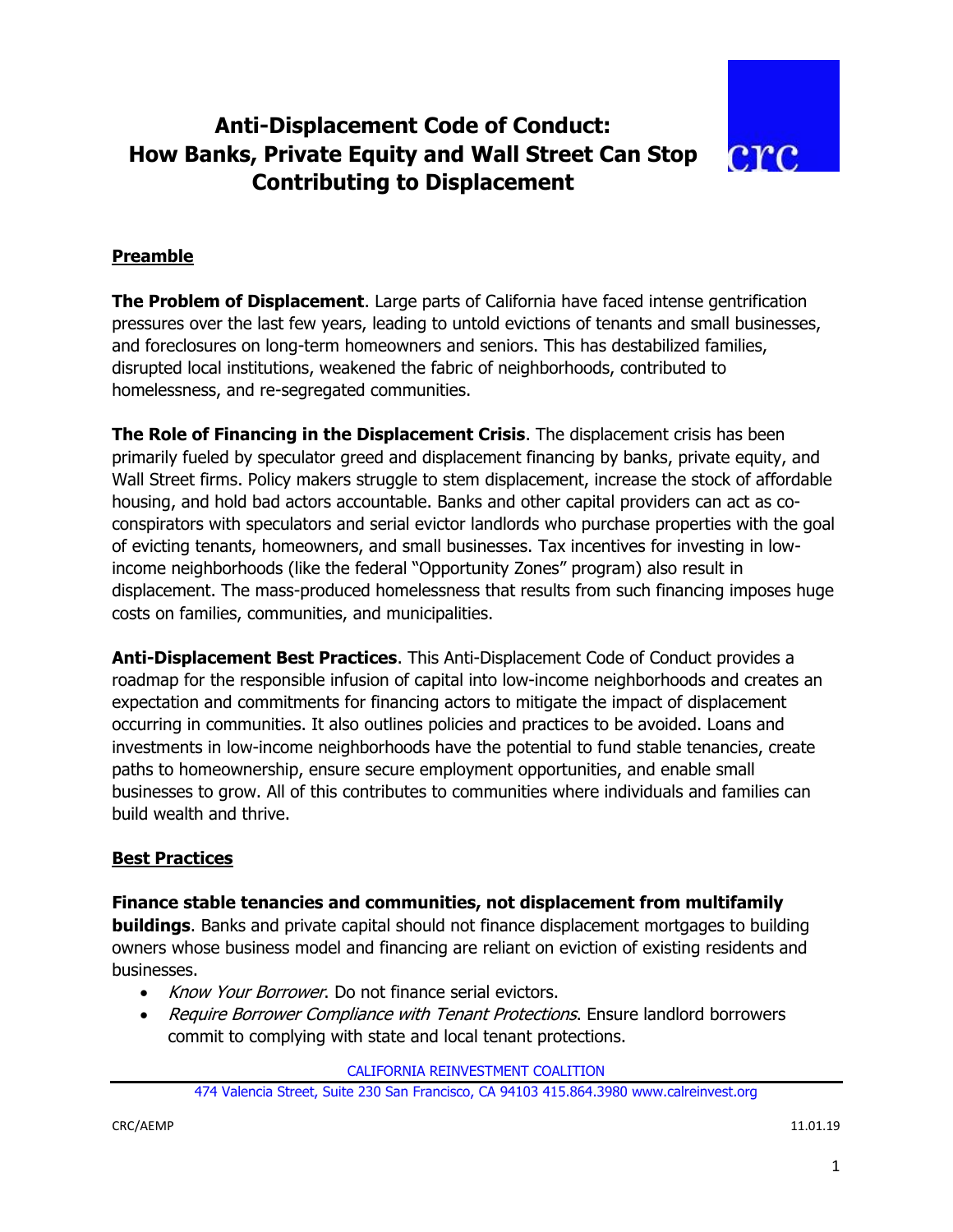# Anti-Displacement Code of Conduct: How Banks, Private Equity and Wall Street Can Stop Contributing to Displacement

## Preamble

**The Problem of Displacement**. Large parts of California have faced intense gentrification pressures over the last few years, leading to untold evictions of tenants and small businesses, and foreclosures on long-term homeowners and seniors. This has destabilized families, disrupted local institutions, weakened the fabric of neighborhoods, contributed to homelessness, and re-segregated communities.

**The Role of Financing in the Displacement Crisis**. The displacement crisis has been primarily fueled by speculator greed and displacement financing by banks, private equity, and Wall Street firms. Policy makers struggle to stem displacement, increase the stock of affordable housing, and hold bad actors accountable. Banks and other capital providers can act as co-conspirators with speculators and serial evictor landlords who purchase properties with the goal of evicting tenants, homeowners, and small businesses. Tax incentives for investing in low-income neighborhoods (like the federal "Opportunity Zones" program) also result in displacement. The mass-produced homelessness that results from such financing imposes huge costs on families, communities, and municipalities.

**Anti-Displacement Best Practices**. This Anti-Displacement Code of Conduct provides a roadmap for the responsible infusion of capital into low-income neighborhoods and creates an expectation and commitments for financing actors to mitigate the impact of displacement occurring in communities. It also outlines policies and practices to be avoided. Loans and investments in low-income neighborhoods have the potential to fund stable tenancies, create paths to homeownership, ensure secure employment opportunities, and enable small businesses to grow. All of this contributes to communities where individuals and families can build wealth and thrive.

## Best Practices

**Finance stable tenancies and communities, not displacement from multifamily buildings**. Banks and private capital should not finance displacement mortgages to building owners whose business model and financing are reliant on eviction of existing residents and businesses.

- *Know Your Borrower*. Do not finance serial evictors.
- *Require Borrower Compliance with Tenant Protections*. Ensure landlord borrowers commit to complying with state and local tenant protections.

CALIFORNIA REINVESTMENT COALITION
474 Valencia Street, Suite 230 San Francisco, CA 94103 415.864.3980 www.calreinvest.org

CRC/AEMP 11.01.19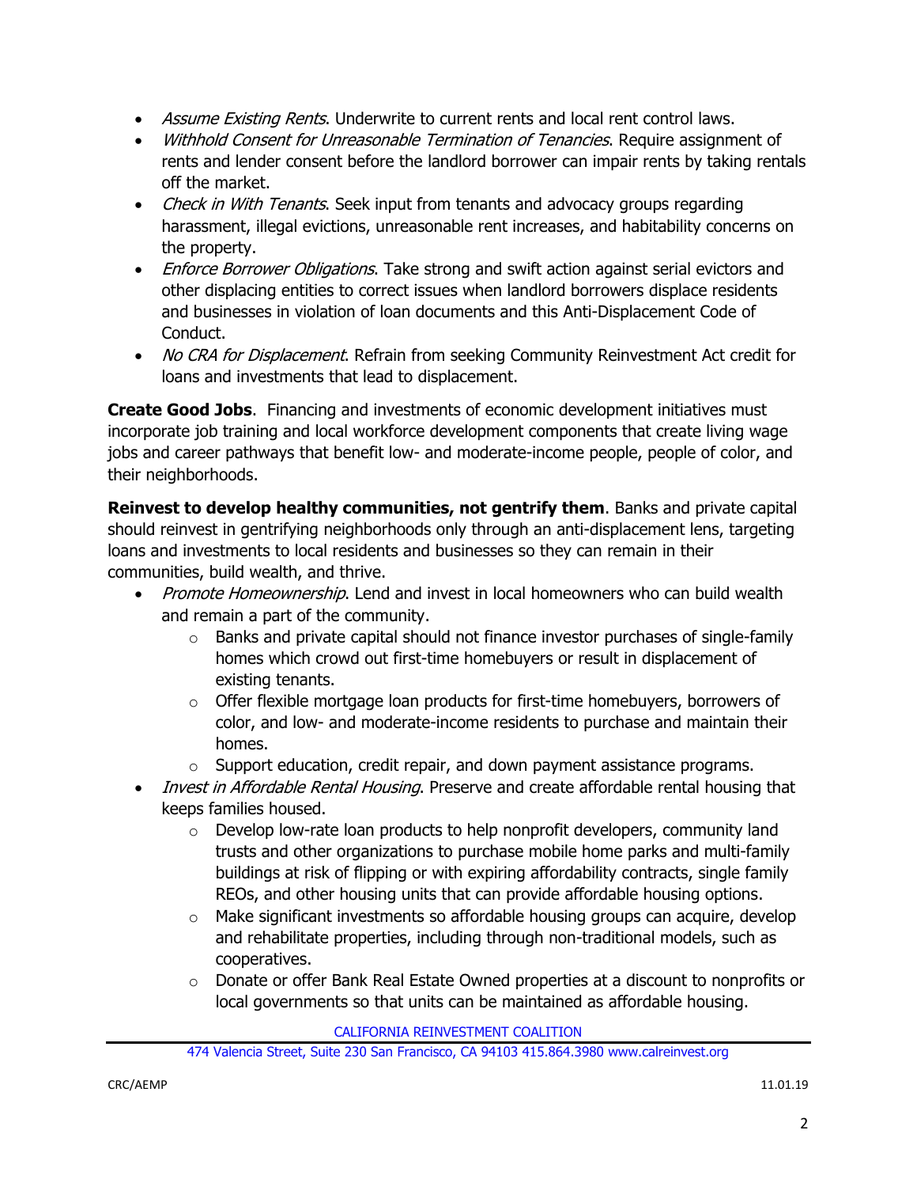- *Assume Existing Rents*. Underwrite to current rents and local rent control laws.
- *Withhold Consent for Unreasonable Termination of Tenancies*. Require assignment of rents and lender consent before the landlord borrower can impair rents by taking rentals off the market.
- *Check in With Tenants*. Seek input from tenants and advocacy groups regarding harassment, illegal evictions, unreasonable rent increases, and habitability concerns on the property.
- *Enforce Borrower Obligations*. Take strong and swift action against serial evictors and other displacing entities to correct issues when landlord borrowers displace residents and businesses in violation of loan documents and this Anti-Displacement Code of Conduct.
- *No CRA for Displacement*. Refrain from seeking Community Reinvestment Act credit for loans and investments that lead to displacement.

**Create Good Jobs**. Financing and investments of economic development initiatives must incorporate job training and local workforce development components that create living wage jobs and career pathways that benefit low- and moderate-income people, people of color, and their neighborhoods.

**Reinvest to develop healthy communities, not gentrify them**. Banks and private capital should reinvest in gentrifying neighborhoods only through an anti-displacement lens, targeting loans and investments to local residents and businesses so they can remain in their communities, build wealth, and thrive.

- *Promote Homeownership*. Lend and invest in local homeowners who can build wealth and remain a part of the community.
  - Banks and private capital should not finance investor purchases of single-family homes which crowd out first-time homebuyers or result in displacement of existing tenants.
  - Offer flexible mortgage loan products for first-time homebuyers, borrowers of color, and low- and moderate-income residents to purchase and maintain their homes.
  - Support education, credit repair, and down payment assistance programs.
- *Invest in Affordable Rental Housing*. Preserve and create affordable rental housing that keeps families housed.
  - Develop low-rate loan products to help nonprofit developers, community land trusts and other organizations to purchase mobile home parks and multi-family buildings at risk of flipping or with expiring affordability contracts, single family REOs, and other housing units that can provide affordable housing options.
  - Make significant investments so affordable housing groups can acquire, develop and rehabilitate properties, including through non-traditional models, such as cooperatives.
  - Donate or offer Bank Real Estate Owned properties at a discount to nonprofits or local governments so that units can be maintained as affordable housing.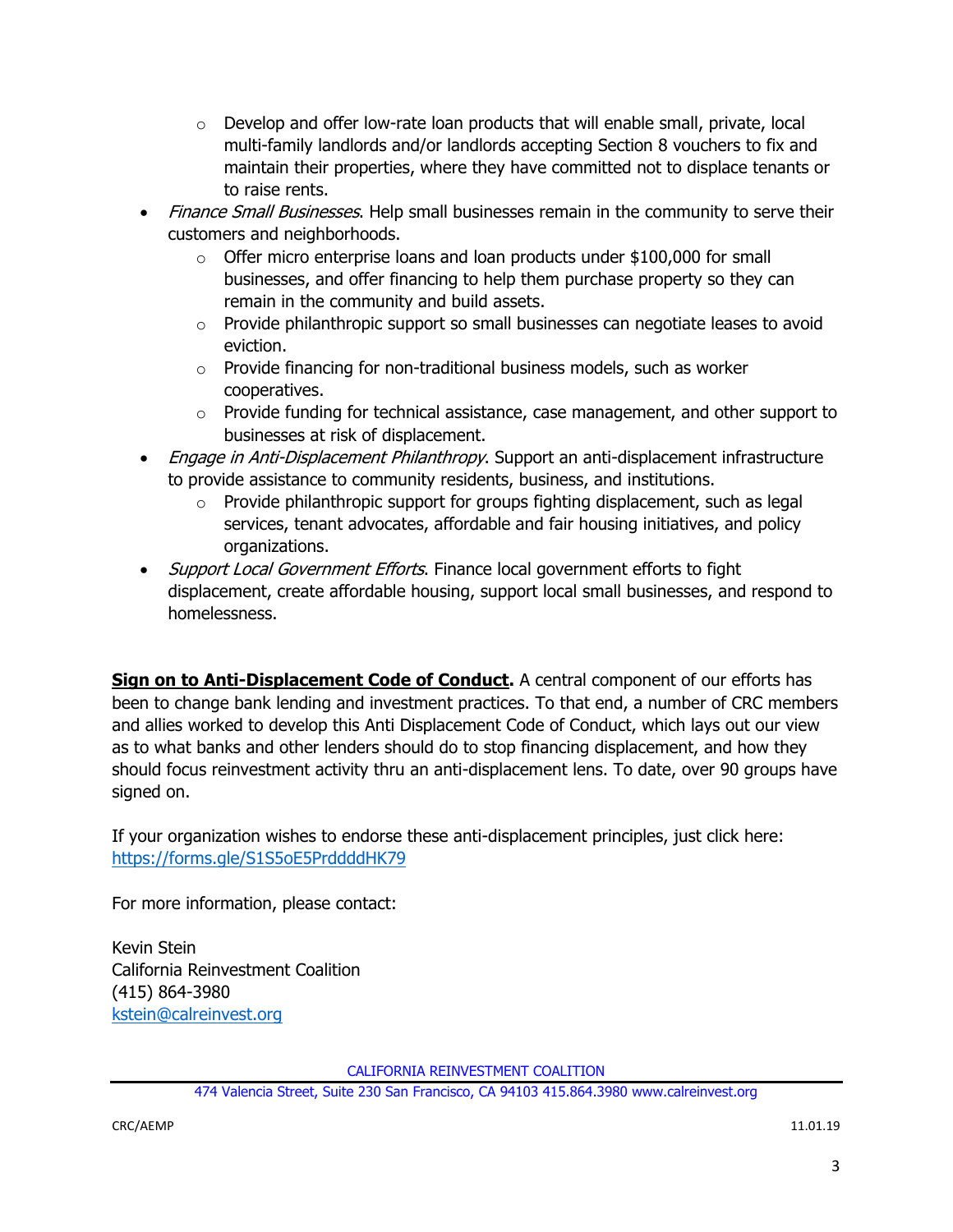- Develop and offer low-rate loan products that will enable small, private, local multi-family landlords and/or landlords accepting Section 8 vouchers to fix and maintain their properties, where they have committed not to displace tenants or to raise rents.
- *Finance Small Businesses*. Help small businesses remain in the community to serve their customers and neighborhoods.
    - Offer micro enterprise loans and loan products under $100,000 for small businesses, and offer financing to help them purchase property so they can remain in the community and build assets.
    - Provide philanthropic support so small businesses can negotiate leases to avoid eviction.
    - Provide financing for non-traditional business models, such as worker cooperatives.
    - Provide funding for technical assistance, case management, and other support to businesses at risk of displacement.
- *Engage in Anti-Displacement Philanthropy*. Support an anti-displacement infrastructure to provide assistance to community residents, business, and institutions.
    - Provide philanthropic support for groups fighting displacement, such as legal services, tenant advocates, affordable and fair housing initiatives, and policy organizations.
- *Support Local Government Efforts*. Finance local government efforts to fight displacement, create affordable housing, support local small businesses, and respond to homelessness.

**Sign on to Anti-Displacement Code of Conduct.** A central component of our efforts has been to change bank lending and investment practices. To that end, a number of CRC members and allies worked to develop this Anti Displacement Code of Conduct, which lays out our view as to what banks and other lenders should do to stop financing displacement, and how they should focus reinvestment activity thru an anti-displacement lens. To date, over 90 groups have signed on.

If your organization wishes to endorse these anti-displacement principles, just click here: https://forms.gle/S1S5oE5PrddddHK79

For more information, please contact:

Kevin Stein
California Reinvestment Coalition
(415) 864-3980
kstein@calreinvest.org

CALIFORNIA REINVESTMENT COALITION
474 Valencia Street, Suite 230 San Francisco, CA 94103 415.864.3980 www.calreinvest.org

CRC/AEMP 11.01.19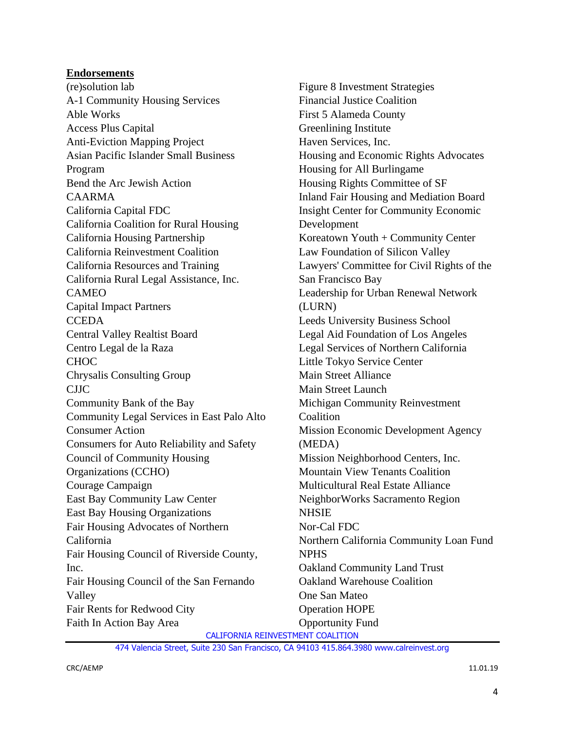**Endorsements**

(re)solution lab
A-1 Community Housing Services
Able Works
Access Plus Capital
Anti-Eviction Mapping Project
Asian Pacific Islander Small Business Program
Bend the Arc Jewish Action
CAARMA
California Capital FDC
California Coalition for Rural Housing
California Housing Partnership
California Reinvestment Coalition
California Resources and Training
California Rural Legal Assistance, Inc.
CAMEO
Capital Impact Partners
CCEDA
Central Valley Realtist Board
Centro Legal de la Raza
CHOC
Chrysalis Consulting Group
CJJC
Community Bank of the Bay
Community Legal Services in East Palo Alto
Consumer Action
Consumers for Auto Reliability and Safety
Council of Community Housing Organizations (CCHO)
Courage Campaign
East Bay Community Law Center
East Bay Housing Organizations
Fair Housing Advocates of Northern California
Fair Housing Council of Riverside County, Inc.
Fair Housing Council of the San Fernando Valley
Fair Rents for Redwood City
Faith In Action Bay Area
Figure 8 Investment Strategies
Financial Justice Coalition
First 5 Alameda County
Greenlining Institute
Haven Services, Inc.
Housing and Economic Rights Advocates
Housing for All Burlingame
Housing Rights Committee of SF
Inland Fair Housing and Mediation Board
Insight Center for Community Economic Development
Koreatown Youth + Community Center
Law Foundation of Silicon Valley
Lawyers' Committee for Civil Rights of the San Francisco Bay
Leadership for Urban Renewal Network (LURN)
Leeds University Business School
Legal Aid Foundation of Los Angeles
Legal Services of Northern California
Little Tokyo Service Center
Main Street Alliance
Main Street Launch
Michigan Community Reinvestment Coalition
Mission Economic Development Agency (MEDA)
Mission Neighborhood Centers, Inc.
Mountain View Tenants Coalition
Multicultural Real Estate Alliance
NeighborWorks Sacramento Region
NHSIE
Nor-Cal FDC
Northern California Community Loan Fund
NPHS
Oakland Community Land Trust
Oakland Warehouse Coalition
One San Mateo
Operation HOPE
Opportunity Fund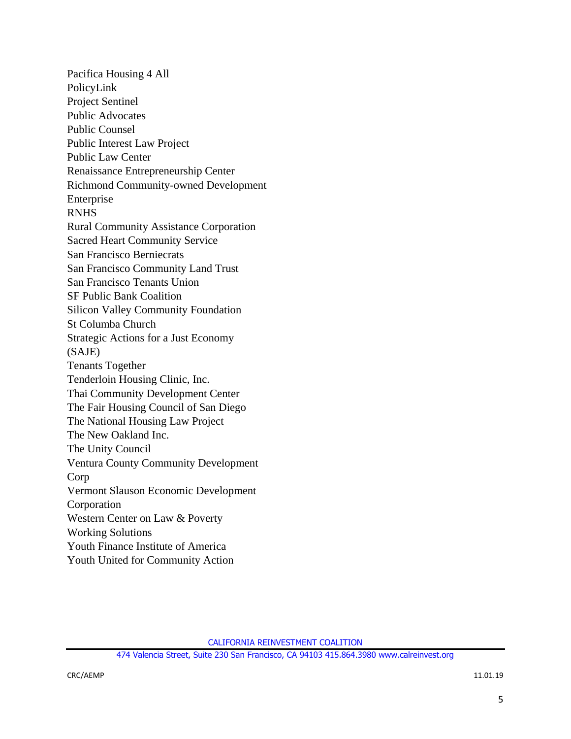Pacifica Housing 4 All
PolicyLink
Project Sentinel
Public Advocates
Public Counsel
Public Interest Law Project
Public Law Center
Renaissance Entrepreneurship Center
Richmond Community-owned Development Enterprise
RNHS
Rural Community Assistance Corporation
Sacred Heart Community Service
San Francisco Berniecrats
San Francisco Community Land Trust
San Francisco Tenants Union
SF Public Bank Coalition
Silicon Valley Community Foundation
St Columba Church
Strategic Actions for a Just Economy (SAJE)
Tenants Together
Tenderloin Housing Clinic, Inc.
Thai Community Development Center
The Fair Housing Council of San Diego
The National Housing Law Project
The New Oakland Inc.
The Unity Council
Ventura County Community Development Corp
Vermont Slauson Economic Development Corporation
Western Center on Law & Poverty
Working Solutions
Youth Finance Institute of America
Youth United for Community Action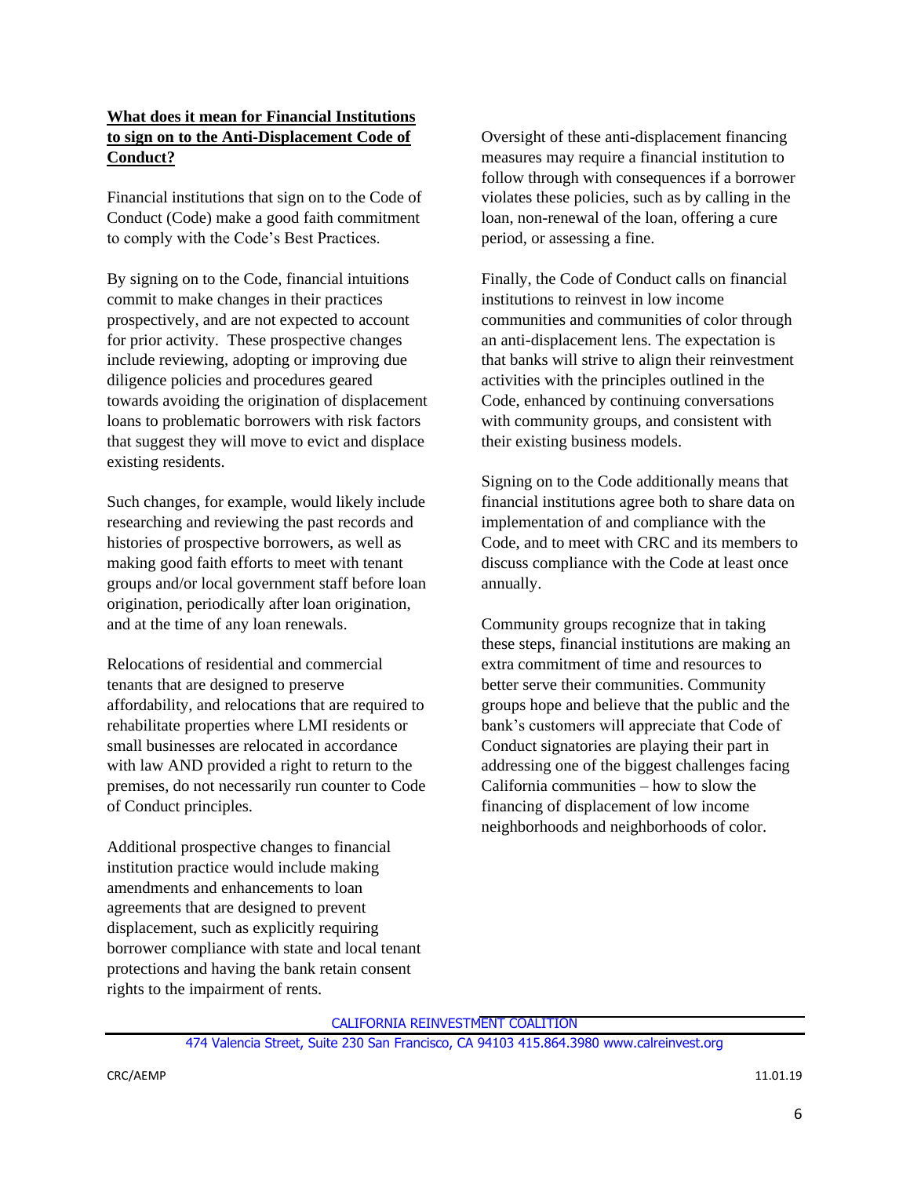**What does it mean for Financial Institutions to sign on to the Anti-Displacement Code of Conduct?**

Financial institutions that sign on to the Code of Conduct (Code) make a good faith commitment to comply with the Code's Best Practices.

By signing on to the Code, financial intuitions commit to make changes in their practices prospectively, and are not expected to account for prior activity. These prospective changes include reviewing, adopting or improving due diligence policies and procedures geared towards avoiding the origination of displacement loans to problematic borrowers with risk factors that suggest they will move to evict and displace existing residents.

Such changes, for example, would likely include researching and reviewing the past records and histories of prospective borrowers, as well as making good faith efforts to meet with tenant groups and/or local government staff before loan origination, periodically after loan origination, and at the time of any loan renewals.

Relocations of residential and commercial tenants that are designed to preserve affordability, and relocations that are required to rehabilitate properties where LMI residents or small businesses are relocated in accordance with law AND provided a right to return to the premises, do not necessarily run counter to Code of Conduct principles.

Additional prospective changes to financial institution practice would include making amendments and enhancements to loan agreements that are designed to prevent displacement, such as explicitly requiring borrower compliance with state and local tenant protections and having the bank retain consent rights to the impairment of rents.

Oversight of these anti-displacement financing measures may require a financial institution to follow through with consequences if a borrower violates these policies, such as by calling in the loan, non-renewal of the loan, offering a cure period, or assessing a fine.

Finally, the Code of Conduct calls on financial institutions to reinvest in low income communities and communities of color through an anti-displacement lens. The expectation is that banks will strive to align their reinvestment activities with the principles outlined in the Code, enhanced by continuing conversations with community groups, and consistent with their existing business models.

Signing on to the Code additionally means that financial institutions agree both to share data on implementation of and compliance with the Code, and to meet with CRC and its members to discuss compliance with the Code at least once annually.

Community groups recognize that in taking these steps, financial institutions are making an extra commitment of time and resources to better serve their communities. Community groups hope and believe that the public and the bank's customers will appreciate that Code of Conduct signatories are playing their part in addressing one of the biggest challenges facing California communities – how to slow the financing of displacement of low income neighborhoods and neighborhoods of color.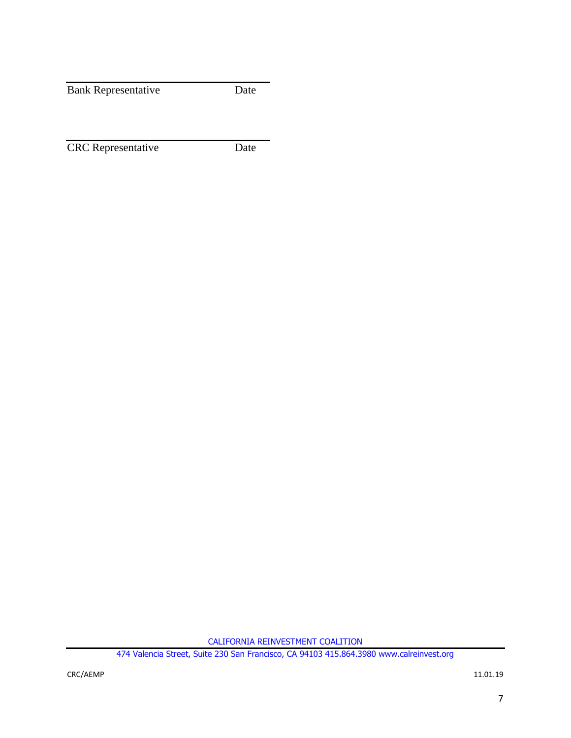Bank Representative Date

CRC Representative Date